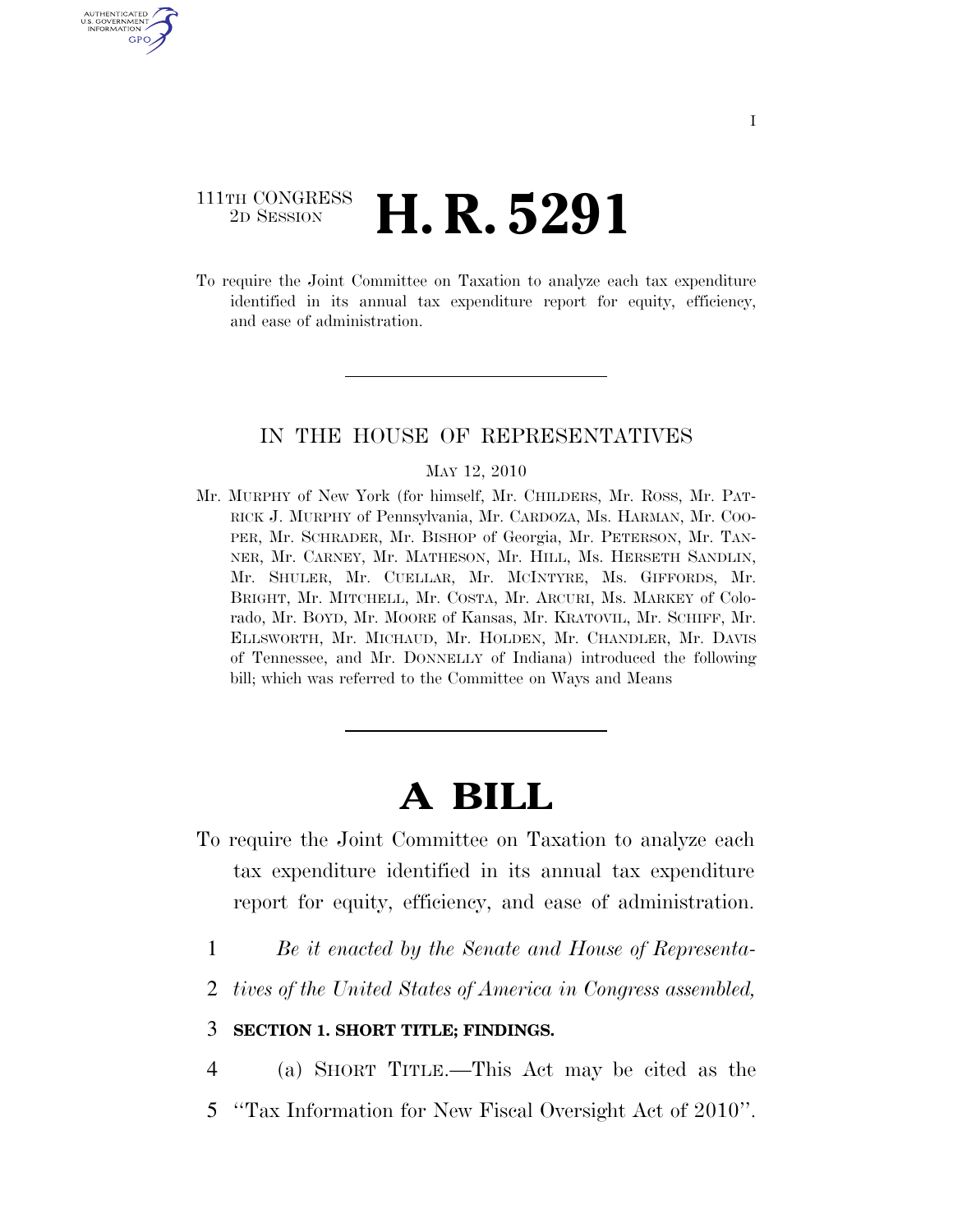111TH CONGRESS
2D SESSION

# H. R. 5291

To require the Joint Committee on Taxation to analyze each tax expenditure identified in its annual tax expenditure report for equity, efficiency, and ease of administration.

IN THE HOUSE OF REPRESENTATIVES

MAY 12, 2010

Mr. MURPHY of New York (for himself, Mr. CHILDERS, Mr. ROSS, Mr. PATRICK J. MURPHY of Pennsylvania, Mr. CARDOZA, Ms. HARMAN, Mr. COOPER, Mr. SCHRADER, Mr. BISHOP of Georgia, Mr. PETERSON, Mr. TANNER, Mr. CARNEY, Mr. MATHESON, Mr. HILL, Ms. HERSETH SANDLIN, Mr. SHULER, Mr. CUELLAR, Mr. MCINTYRE, Ms. GIFFORDS, Mr. BRIGHT, Mr. MITCHELL, Mr. COSTA, Mr. ARCURI, Ms. MARKEY of Colorado, Mr. BOYD, Mr. MOORE of Kansas, Mr. KRATOVIL, Mr. SCHIFF, Mr. ELLSWORTH, Mr. MICHAUD, Mr. HOLDEN, Mr. CHANDLER, Mr. DAVIS of Tennessee, and Mr. DONNELLY of Indiana) introduced the following bill; which was referred to the Committee on Ways and Means

# A BILL

To require the Joint Committee on Taxation to analyze each tax expenditure identified in its annual tax expenditure report for equity, efficiency, and ease of administration.

1 *Be it enacted by the Senate and House of Representa-*
2 *tives of the United States of America in Congress assembled,*

3 **SECTION 1. SHORT TITLE; FINDINGS.**

4 (a) SHORT TITLE.—This Act may be cited as the
5 "Tax Information for New Fiscal Oversight Act of 2010".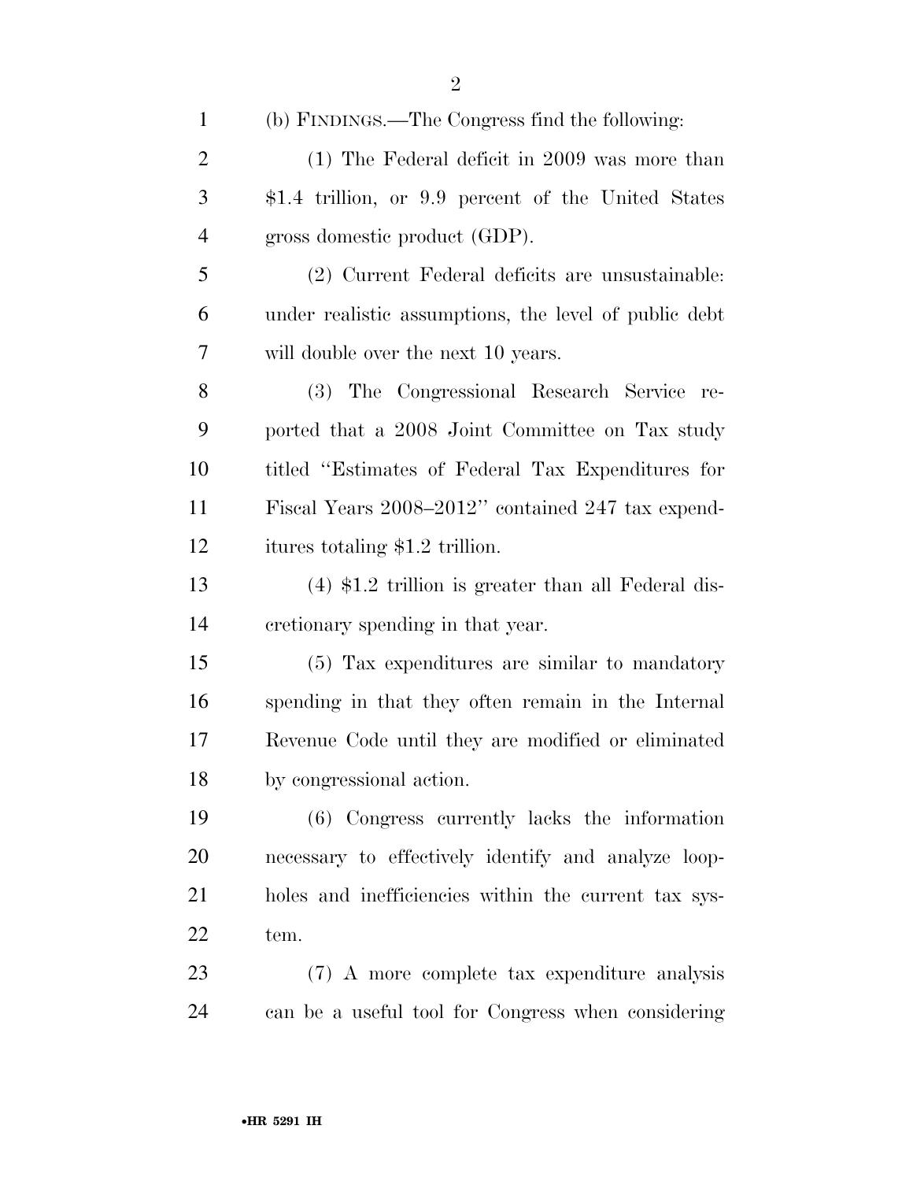(b) FINDINGS.—The Congress find the following:

(1) The Federal deficit in 2009 was more than $1.4 trillion, or 9.9 percent of the United States gross domestic product (GDP).

(2) Current Federal deficits are unsustainable: under realistic assumptions, the level of public debt will double over the next 10 years.

(3) The Congressional Research Service reported that a 2008 Joint Committee on Tax study titled "Estimates of Federal Tax Expenditures for Fiscal Years 2008–2012" contained 247 tax expenditures totaling $1.2 trillion.

(4) $1.2 trillion is greater than all Federal discretionary spending in that year.

(5) Tax expenditures are similar to mandatory spending in that they often remain in the Internal Revenue Code until they are modified or eliminated by congressional action.

(6) Congress currently lacks the information necessary to effectively identify and analyze loopholes and inefficiencies within the current tax system.

(7) A more complete tax expenditure analysis can be a useful tool for Congress when considering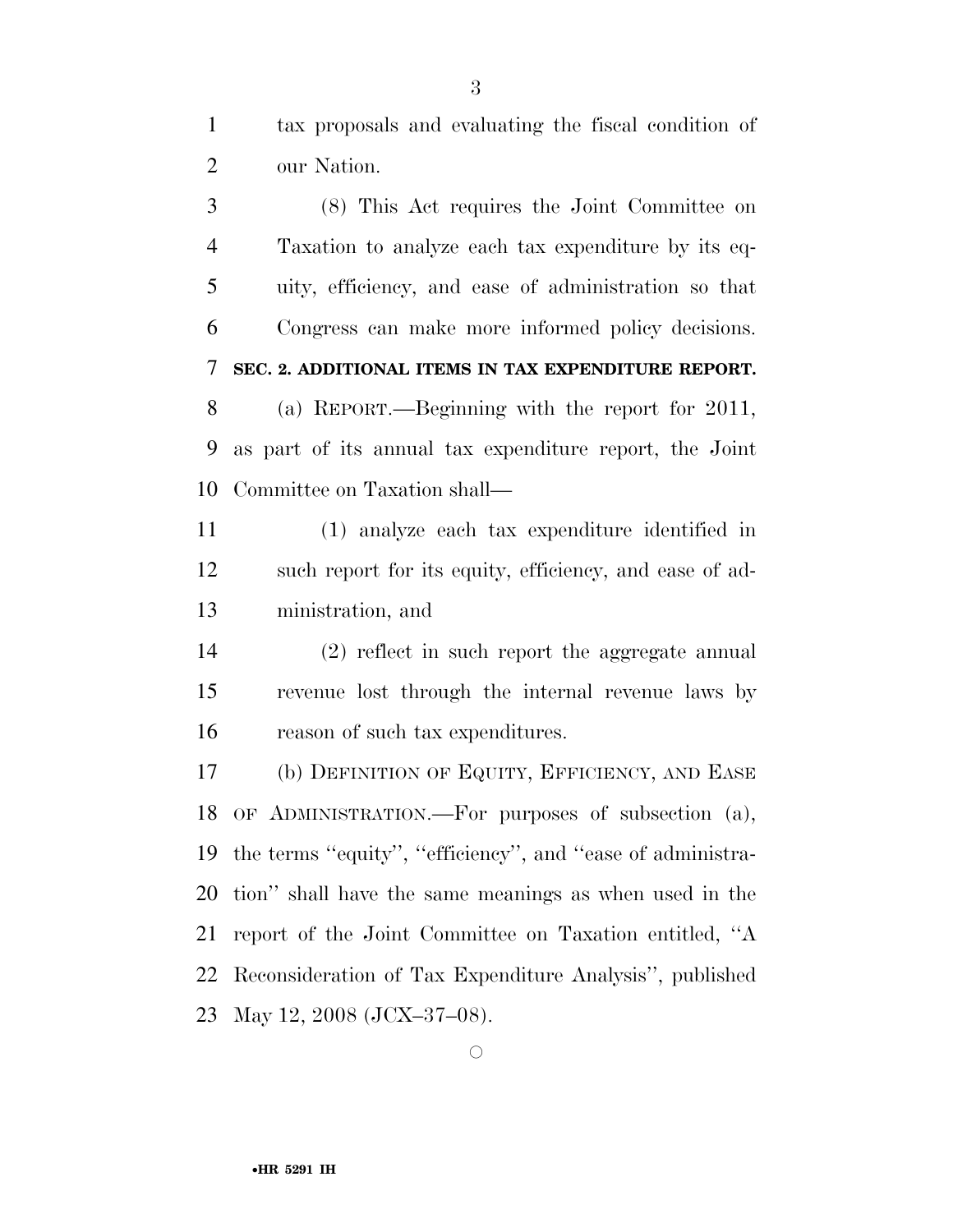tax proposals and evaluating the fiscal condition of our Nation.

(8) This Act requires the Joint Committee on Taxation to analyze each tax expenditure by its equity, efficiency, and ease of administration so that Congress can make more informed policy decisions.

**SEC. 2. ADDITIONAL ITEMS IN TAX EXPENDITURE REPORT.**

(a) REPORT.—Beginning with the report for 2011, as part of its annual tax expenditure report, the Joint Committee on Taxation shall—

(1) analyze each tax expenditure identified in such report for its equity, efficiency, and ease of administration, and

(2) reflect in such report the aggregate annual revenue lost through the internal revenue laws by reason of such tax expenditures.

(b) DEFINITION OF EQUITY, EFFICIENCY, AND EASE OF ADMINISTRATION.—For purposes of subsection (a), the terms ''equity'', ''efficiency'', and ''ease of administration'' shall have the same meanings as when used in the report of the Joint Committee on Taxation entitled, ''A Reconsideration of Tax Expenditure Analysis'', published May 12, 2008 (JCX–37–08).